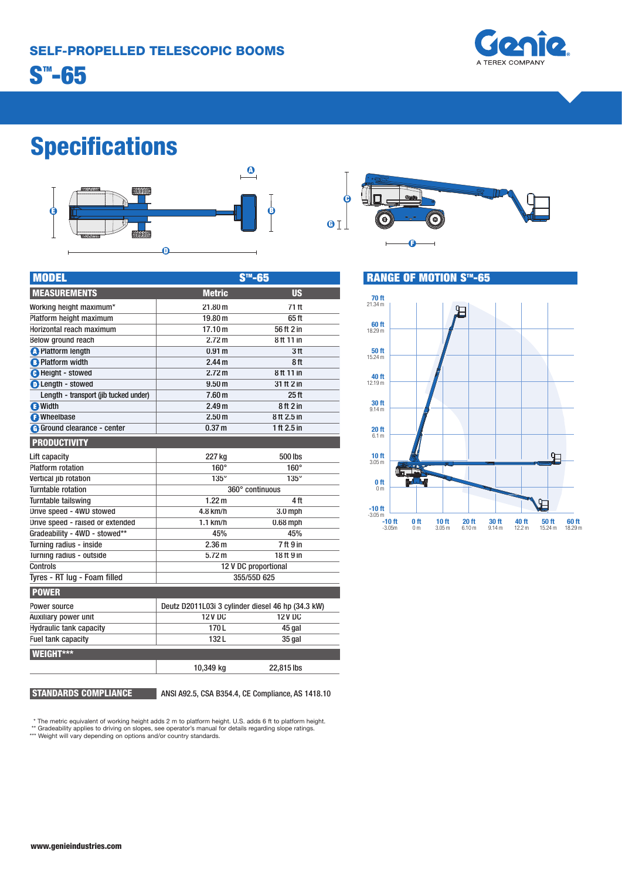# SELF-PROPELLED TELESCOPIC BOOMS

# S™-65

## Specifications

| MODEL | S™-65 | |
|---|---|---|
| **MEASUREMENTS** | **Metric** | **US** |
| Working height maximum* | 21.80 m | 71 ft |
| Platform height maximum | 19.80 m | 65 ft |
| Horizontal reach maximum | 17.10 m | 56 ft 2 in |
| Below ground reach | 2.72 m | 8 ft 11 in |
| A Platform length | 0.91 m | 3 ft |
| B Platform width | 2.44 m | 8 ft |
| C Height - stowed | 2.72 m | 8 ft 11 in |
| D Length - stowed | 9.50 m | 31 ft 2 in |
| Length - transport (jib tucked under) | 7.60 m | 25 ft |
| E Width | 2.49 m | 8 ft 2 in |
| F Wheelbase | 2.50 m | 8 ft 2.5 in |
| G Ground clearance - center | 0.37 m | 1 ft 2.5 in |
| **PRODUCTIVITY** | | |
| Lift capacity | 227 kg | 500 lbs |
| Platform rotation | 160° | 160° |
| Vertical jib rotation | 135° | 135° |
| Turntable rotation | 360° continuous | |
| Turntable tailswing | 1.22 m | 4 ft |
| Drive speed - 4WD stowed | 4.8 km/h | 3.0 mph |
| Drive speed - raised or extended | 1.1 km/h | 0.68 mph |
| Gradeability - 4WD - stowed** | 45% | 45% |
| Turning radius - inside | 2.36 m | 7 ft 9 in |
| Turning radius - outside | 5.72 m | 18 ft 9 in |
| Controls | 12 V DC proportional | |
| Tyres - RT lug - Foam filled | 355/55D 625 | |
| **POWER** | | |
| Power source | Deutz D2011L03i 3 cylinder diesel 46 hp (34.3 kW) | |
| Auxiliary power unit | 12 V DC | 12 V DC |
| Hydraulic tank capacity | 170 L | 45 gal |
| Fuel tank capacity | 132 L | 35 gal |
| **WEIGHT*** ** | | |
| | 10,349 kg | 22,815 lbs |

**STANDARDS COMPLIANCE** ANSI A92.5, CSA B354.4, CE Compliance, AS 1418.10

## RANGE OF MOTION S™-65

\* The metric equivalent of working height adds 2 m to platform height. U.S. adds 6 ft to platform height.
\** Gradeability applies to driving on slopes, see operator's manual for details regarding slope ratings.
\*** Weight will vary depending on options and/or country standards.

www.genieindustries.com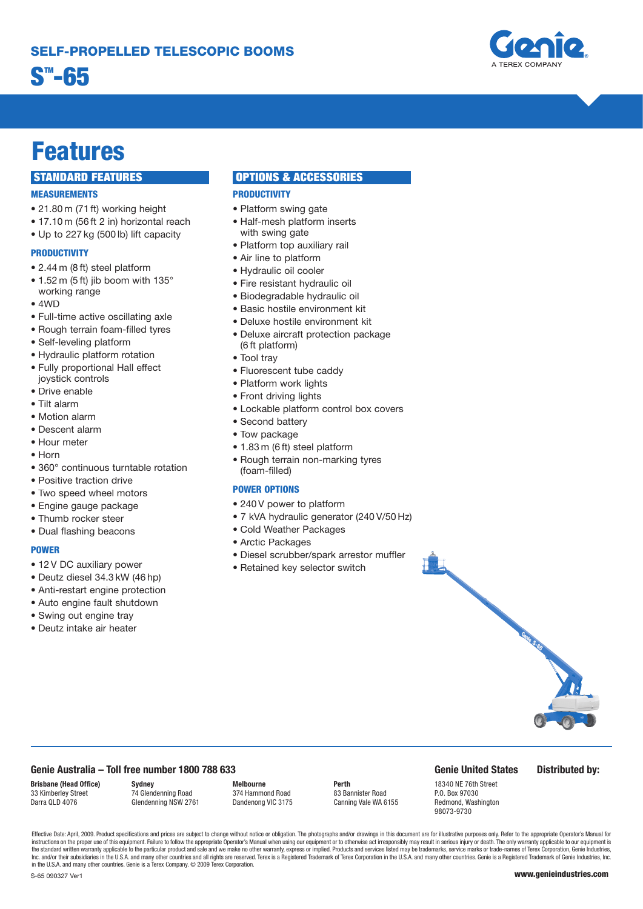## SELF-PROPELLED TELESCOPIC BOOMS

# S™-65

Genie
A TEREX COMPANY

# Features

## STANDARD FEATURES

### MEASUREMENTS

- 21.80 m (71 ft) working height
- 17.10 m (56 ft 2 in) horizontal reach
- Up to 227 kg (500 lb) lift capacity

### PRODUCTIVITY

- 2.44 m (8 ft) steel platform
- 1.52 m (5 ft) jib boom with 135° working range
- 4WD
- Full-time active oscillating axle
- Rough terrain foam-filled tyres
- Self-leveling platform
- Hydraulic platform rotation
- Fully proportional Hall effect joystick controls
- Drive enable
- Tilt alarm
- Motion alarm
- Descent alarm
- Hour meter
- Horn
- 360° continuous turntable rotation
- Positive traction drive
- Two speed wheel motors
- Engine gauge package
- Thumb rocker steer
- Dual flashing beacons

### POWER

- 12 V DC auxiliary power
- Deutz diesel 34.3 kW (46 hp)
- Anti-restart engine protection
- Auto engine fault shutdown
- Swing out engine tray
- Deutz intake air heater

## OPTIONS & ACCESSORIES

### PRODUCTIVITY

- Platform swing gate
- Half-mesh platform inserts with swing gate
- Platform top auxiliary rail
- Air line to platform
- Hydraulic oil cooler
- Fire resistant hydraulic oil
- Biodegradable hydraulic oil
- Basic hostile environment kit
- Deluxe hostile environment kit
- Deluxe aircraft protection package (6 ft platform)
- Tool tray
- Fluorescent tube caddy
- Platform work lights
- Front driving lights
- Lockable platform control box covers
- Second battery
- Tow package
- 1.83 m (6 ft) steel platform
- Rough terrain non-marking tyres (foam-filled)

### POWER OPTIONS

- 240 V power to platform
- 7 kVA hydraulic generator (240 V/50 Hz)
- Cold Weather Packages
- Arctic Packages
- Diesel scrubber/spark arrestor muffler
- Retained key selector switch

**Genie Australia – Toll free number 1800 788 633**

**Brisbane (Head Office)**
33 Kimberley Street
Darra QLD 4076

**Sydney**
74 Glendenning Road
Glendenning NSW 2761

**Melbourne**
374 Hammond Road
Dandenong VIC 3175

**Perth**
83 Bannister Road
Canning Vale WA 6155

**Genie United States**
18340 NE 76th Street
P.O. Box 97030
Redmond, Washington
98073-9730

**Distributed by:**

Effective Date: April, 2009. Product specifications and prices are subject to change without notice or obligation. The photographs and/or drawings in this document are for illustrative purposes only. Refer to the appropriate Operator's Manual for instructions on the proper use of this equipment. Failure to follow the appropriate Operator's Manual when using our equipment or to otherwise act irresponsibly may result in serious injury or death. The only warranty applicable to our equipment is the standard written warranty applicable to the particular product and sale and we make no other warranty, express or implied. Products and services listed may be trademarks, service marks or trade-names of Terex Corporation, Genie Industries, Inc. and/or their subsidiaries in the U.S.A. and many other countries and all rights are reserved. Terex is a Registered Trademark of Terex Corporation in the U.S.A. and many other countries. Genie is a Registered Trademark of Genie Industries, Inc. in the U.S.A. and many other countries. Genie is a Terex Company. © 2009 Terex Corporation.

S-65 090327 Ver1

**www.genieindustries.com**